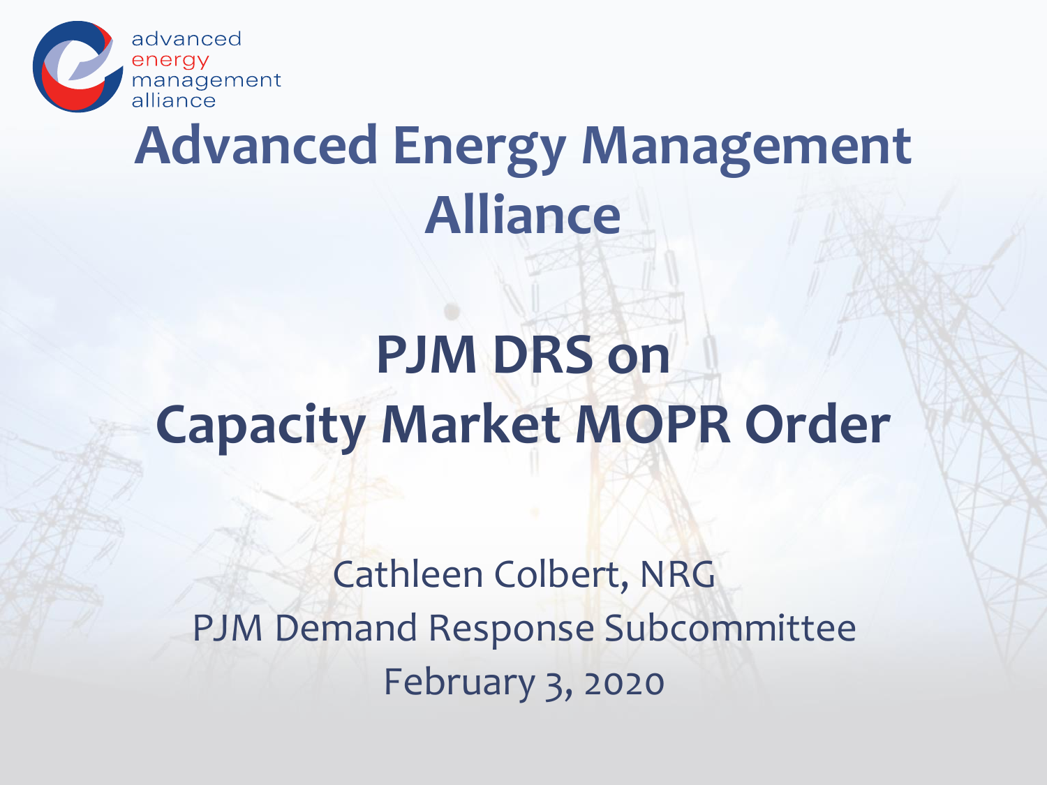advanced energy management alliance

# Advanced Energy Management Alliance

## PJM DRS on Capacity Market MOPR Order

Cathleen Colbert, NRG

PJM Demand Response Subcommittee

February 3, 2020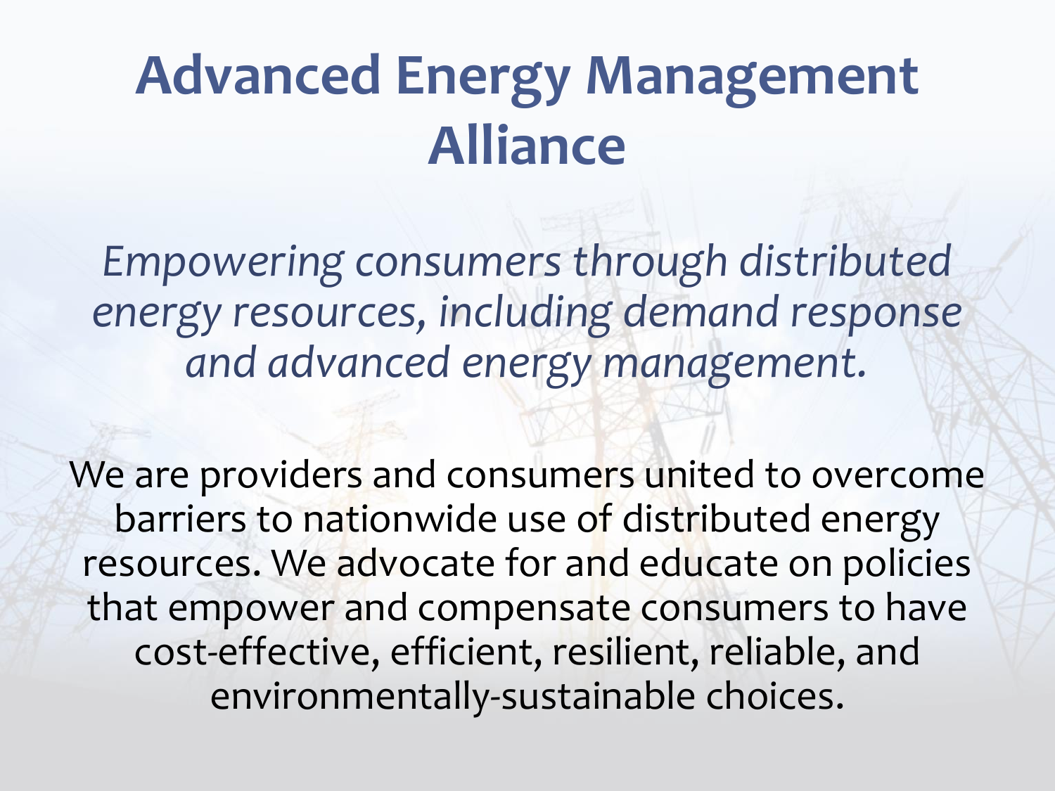# Advanced Energy Management Alliance

*Empowering consumers through distributed energy resources, including demand response and advanced energy management.*

We are providers and consumers united to overcome barriers to nationwide use of distributed energy resources. We advocate for and educate on policies that empower and compensate consumers to have cost-effective, efficient, resilient, reliable, and environmentally-sustainable choices.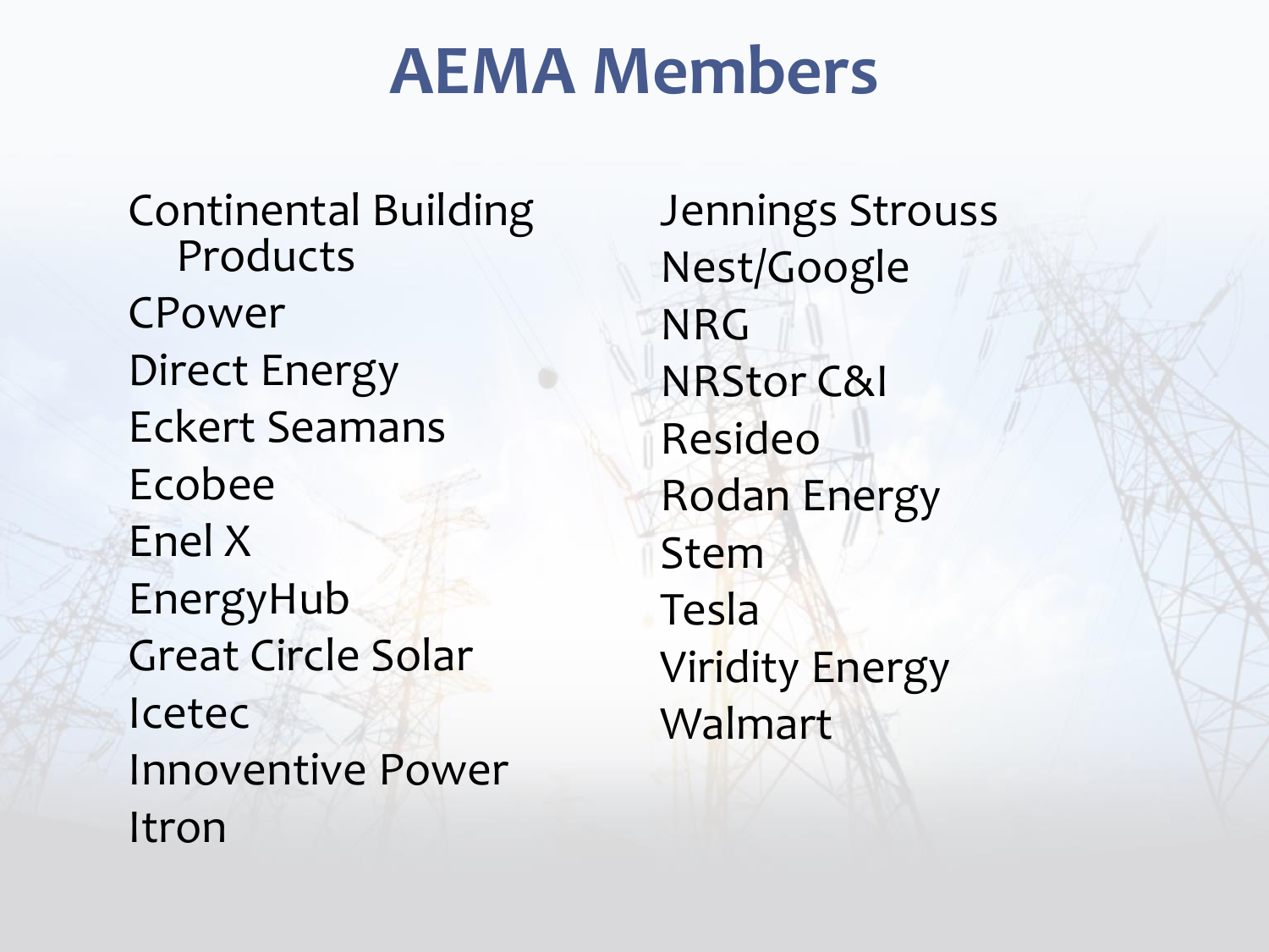# AEMA Members

- Continental Building Products
- CPower
- Direct Energy
- Eckert Seamans
- Ecobee
- Enel X
- EnergyHub
- Great Circle Solar
- Icetec
- Innoventive Power
- Itron
- Jennings Strouss
- Nest/Google
- NRG
- NRStor C&I
- Resideo
- Rodan Energy
- Stem
- Tesla
- Viridity Energy
- Walmart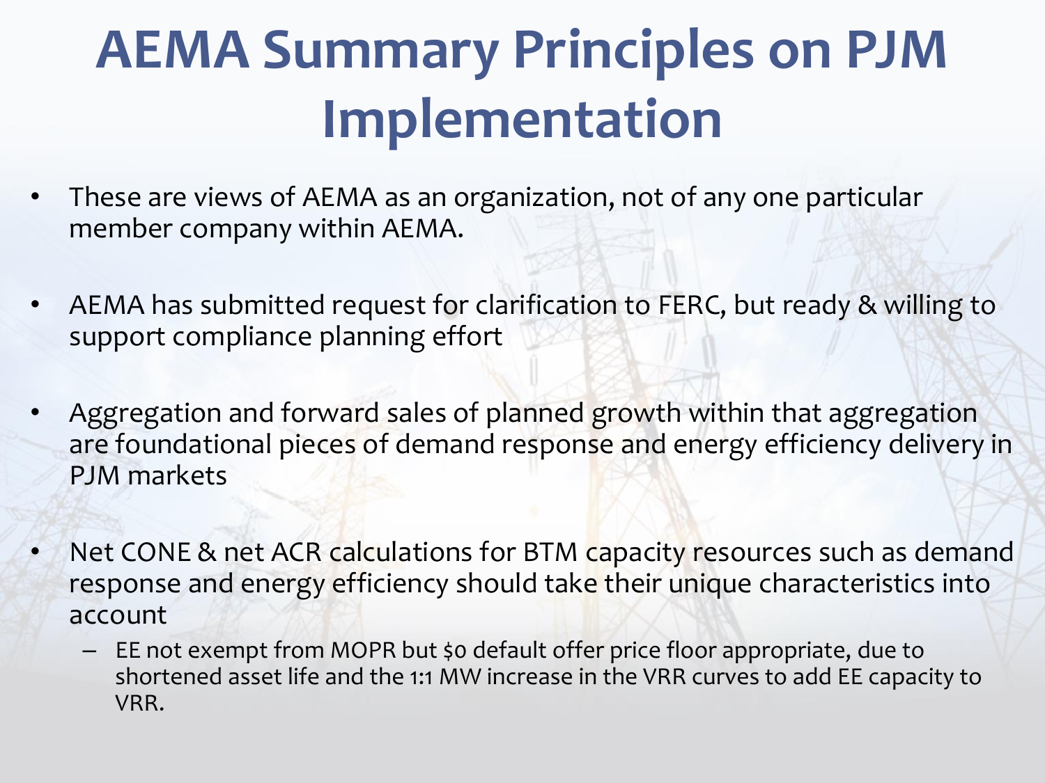# AEMA Summary Principles on PJM Implementation

- These are views of AEMA as an organization, not of any one particular member company within AEMA.
- AEMA has submitted request for clarification to FERC, but ready & willing to support compliance planning effort
- Aggregation and forward sales of planned growth within that aggregation are foundational pieces of demand response and energy efficiency delivery in PJM markets
- Net CONE & net ACR calculations for BTM capacity resources such as demand response and energy efficiency should take their unique characteristics into account
  - EE not exempt from MOPR but $0 default offer price floor appropriate, due to shortened asset life and the 1:1 MW increase in the VRR curves to add EE capacity to VRR.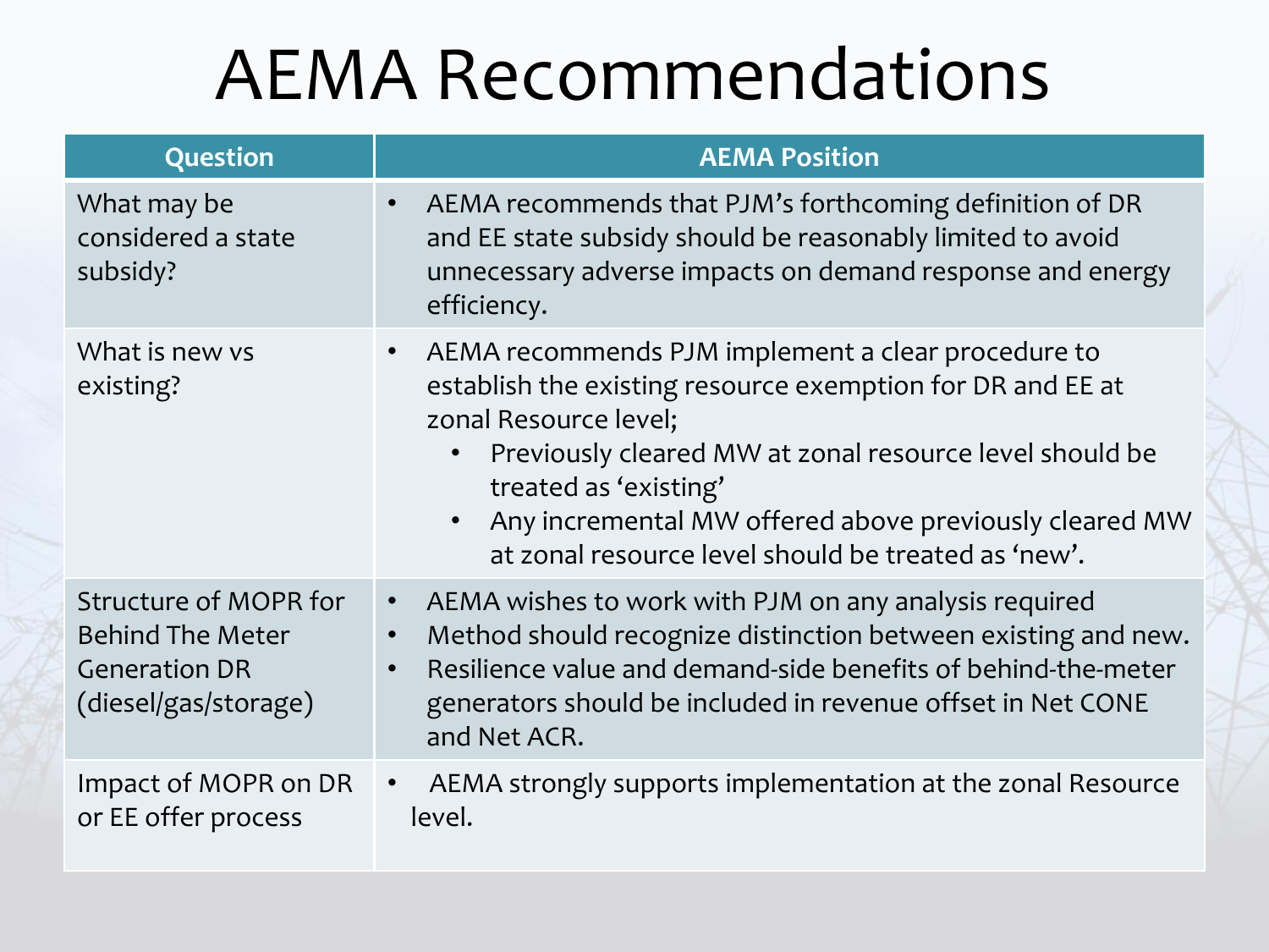# AEMA Recommendations

| Question | AEMA Position |
| --- | --- |
| What may be considered a state subsidy? | • AEMA recommends that PJM's forthcoming definition of DR and EE state subsidy should be reasonably limited to avoid unnecessary adverse impacts on demand response and energy efficiency. |
| What is new vs existing? | • AEMA recommends PJM implement a clear procedure to establish the existing resource exemption for DR and EE at zonal Resource level;<br>  • Previously cleared MW at zonal resource level should be treated as 'existing'<br>  • Any incremental MW offered above previously cleared MW at zonal resource level should be treated as 'new'. |
| Structure of MOPR for Behind The Meter Generation DR (diesel/gas/storage) | • AEMA wishes to work with PJM on any analysis required<br>• Method should recognize distinction between existing and new.<br>• Resilience value and demand-side benefits of behind-the-meter generators should be included in revenue offset in Net CONE and Net ACR. |
| Impact of MOPR on DR or EE offer process | • AEMA strongly supports implementation at the zonal Resource level. |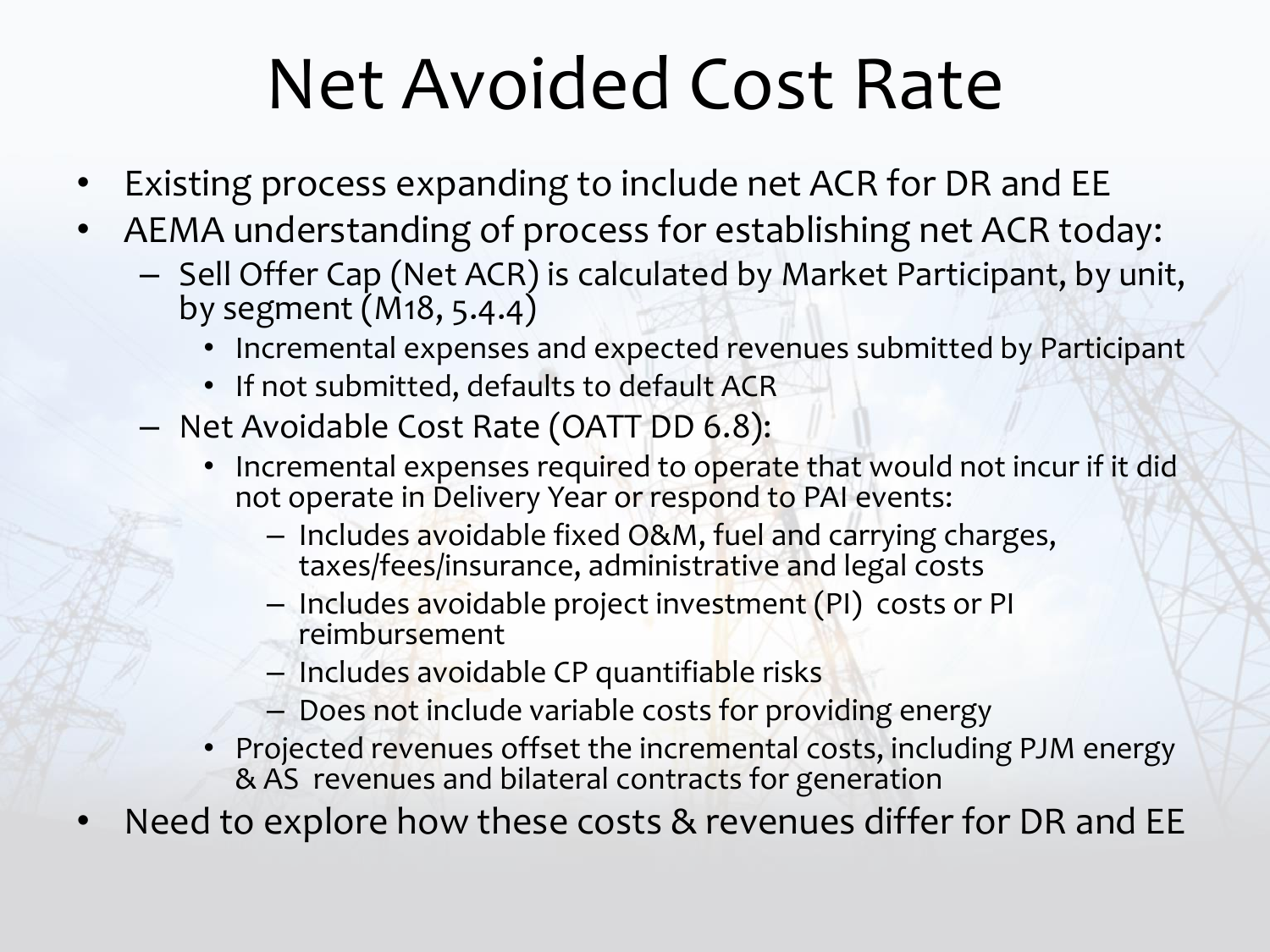# Net Avoided Cost Rate

- Existing process expanding to include net ACR for DR and EE
- AEMA understanding of process for establishing net ACR today:
  - Sell Offer Cap (Net ACR) is calculated by Market Participant, by unit, by segment (M18, 5.4.4)
    - Incremental expenses and expected revenues submitted by Participant
    - If not submitted, defaults to default ACR
  - Net Avoidable Cost Rate (OATT DD 6.8):
    - Incremental expenses required to operate that would not incur if it did not operate in Delivery Year or respond to PAI events:
      - Includes avoidable fixed O&M, fuel and carrying charges, taxes/fees/insurance, administrative and legal costs
      - Includes avoidable project investment (PI) costs or PI reimbursement
      - Includes avoidable CP quantifiable risks
      - Does not include variable costs for providing energy
    - Projected revenues offset the incremental costs, including PJM energy & AS revenues and bilateral contracts for generation
- Need to explore how these costs & revenues differ for DR and EE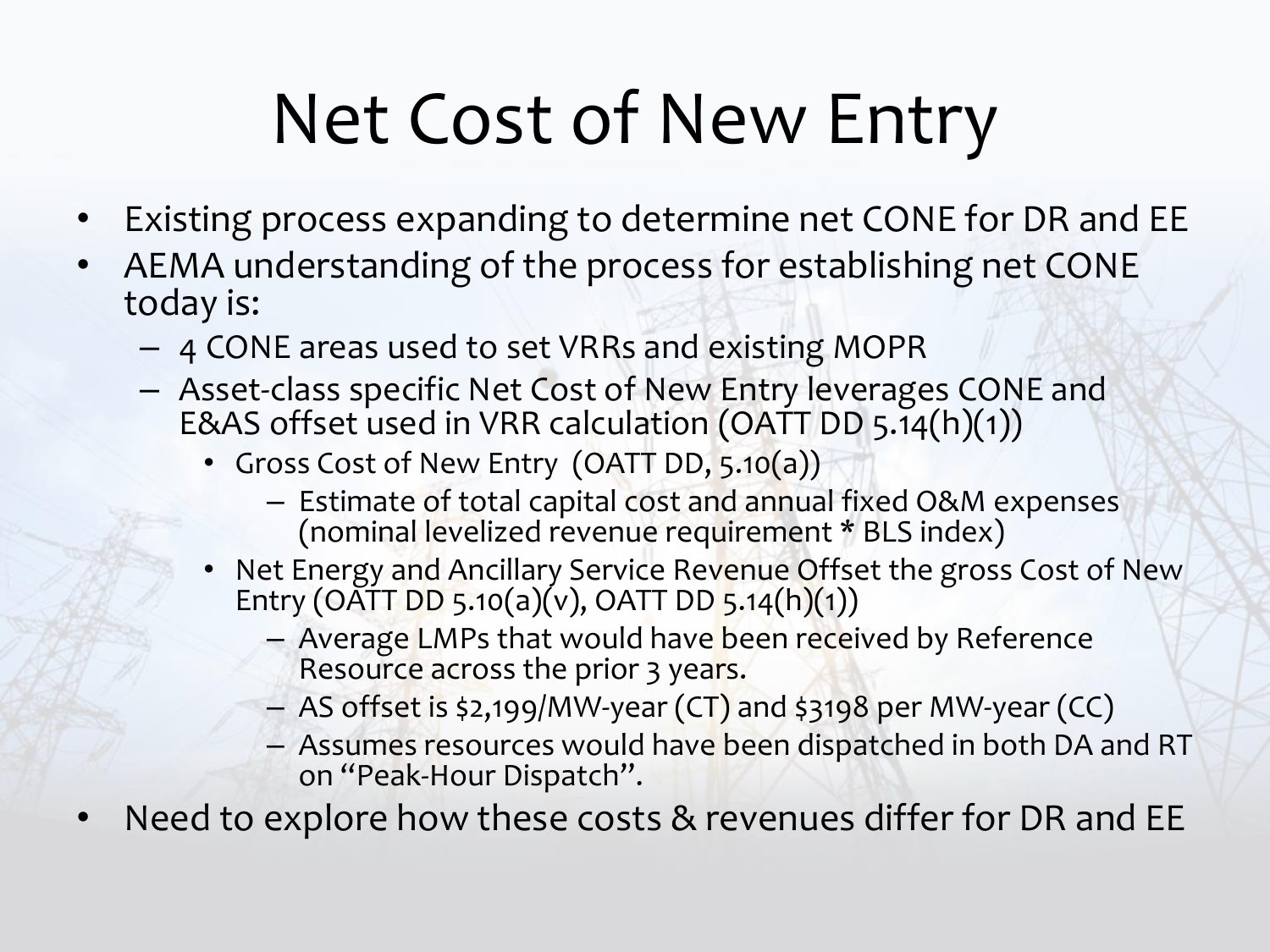# Net Cost of New Entry

- Existing process expanding to determine net CONE for DR and EE
- AEMA understanding of the process for establishing net CONE today is:
  - 4 CONE areas used to set VRRs and existing MOPR
  - Asset-class specific Net Cost of New Entry leverages CONE and E&AS offset used in VRR calculation (OATT DD 5.14(h)(1))
    - Gross Cost of New Entry (OATT DD, 5.10(a))
      - Estimate of total capital cost and annual fixed O&M expenses (nominal levelized revenue requirement * BLS index)
    - Net Energy and Ancillary Service Revenue Offset the gross Cost of New Entry (OATT DD 5.10(a)(v), OATT DD 5.14(h)(1))
      - Average LMPs that would have been received by Reference Resource across the prior 3 years.
      - AS offset is $2,199/MW-year (CT) and $3198 per MW-year (CC)
      - Assumes resources would have been dispatched in both DA and RT on "Peak-Hour Dispatch".
- Need to explore how these costs & revenues differ for DR and EE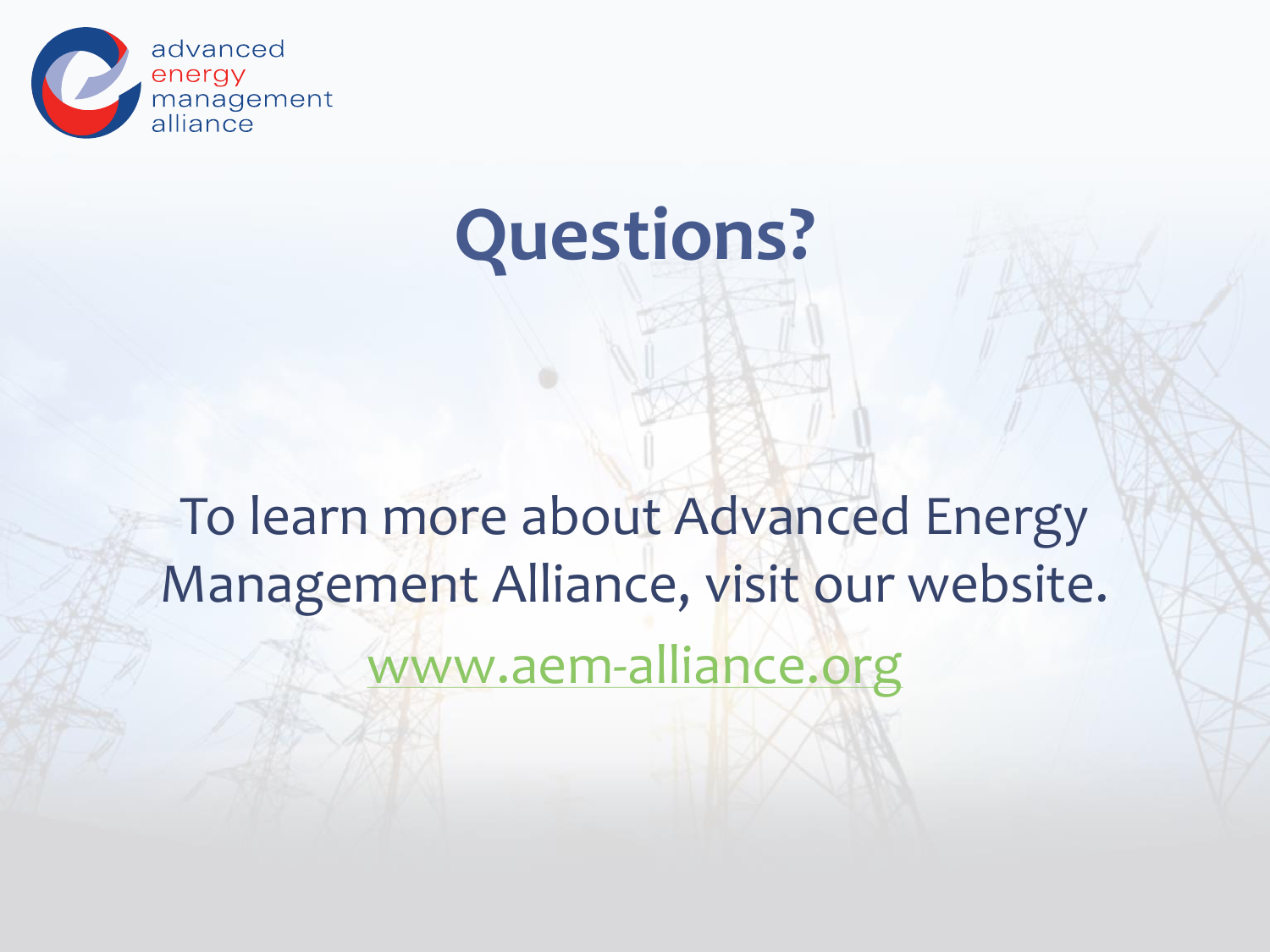advanced energy management alliance

# Questions?

To learn more about Advanced Energy Management Alliance, visit our website.

www.aem-alliance.org